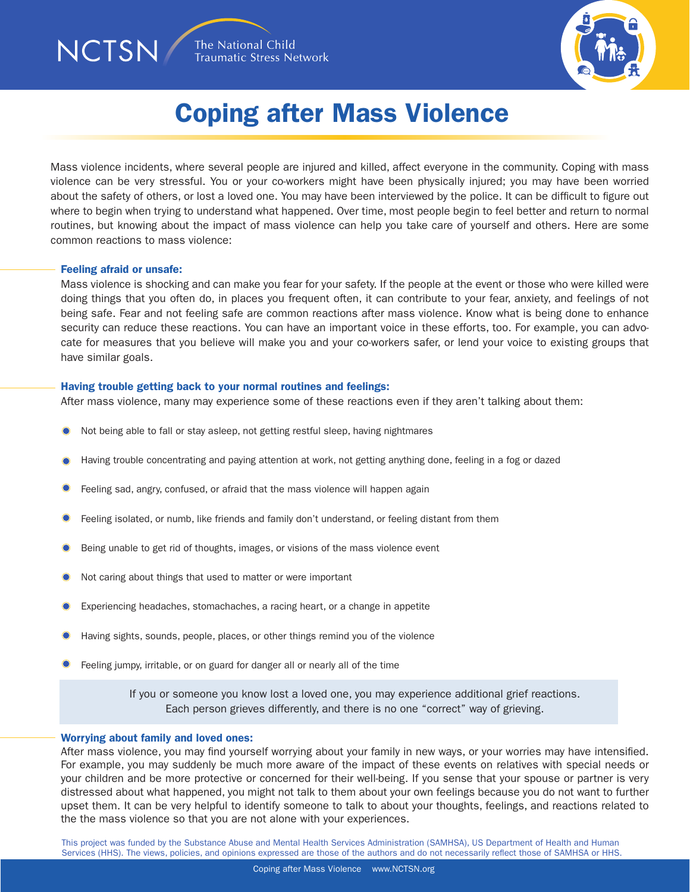NCTSN The National Child Traumatic Stress Network

# Coping after Mass Violence

Mass violence incidents, where several people are injured and killed, affect everyone in the community. Coping with mass violence can be very stressful. You or your co-workers might have been physically injured; you may have been worried about the safety of others, or lost a loved one. You may have been interviewed by the police. It can be difficult to figure out where to begin when trying to understand what happened. Over time, most people begin to feel better and return to normal routines, but knowing about the impact of mass violence can help you take care of yourself and others. Here are some common reactions to mass violence:

### Feeling afraid or unsafe:

Mass violence is shocking and can make you fear for your safety. If the people at the event or those who were killed were doing things that you often do, in places you frequent often, it can contribute to your fear, anxiety, and feelings of not being safe. Fear and not feeling safe are common reactions after mass violence. Know what is being done to enhance security can reduce these reactions. You can have an important voice in these efforts, too. For example, you can advocate for measures that you believe will make you and your co-workers safer, or lend your voice to existing groups that have similar goals.

### Having trouble getting back to your normal routines and feelings:

After mass violence, many may experience some of these reactions even if they aren't talking about them:

- Not being able to fall or stay asleep, not getting restful sleep, having nightmares
- Having trouble concentrating and paying attention at work, not getting anything done, feeling in a fog or dazed
- Feeling sad, angry, confused, or afraid that the mass violence will happen again
- Feeling isolated, or numb, like friends and family don't understand, or feeling distant from them
- Being unable to get rid of thoughts, images, or visions of the mass violence event
- Not caring about things that used to matter or were important
- Experiencing headaches, stomachaches, a racing heart, or a change in appetite
- Having sights, sounds, people, places, or other things remind you of the violence
- Feeling jumpy, irritable, or on guard for danger all or nearly all of the time

> If you or someone you know lost a loved one, you may experience additional grief reactions. Each person grieves differently, and there is no one "correct" way of grieving.

### Worrying about family and loved ones:

After mass violence, you may find yourself worrying about your family in new ways, or your worries may have intensified. For example, you may suddenly be much more aware of the impact of these events on relatives with special needs or your children and be more protective or concerned for their well-being. If you sense that your spouse or partner is very distressed about what happened, you might not talk to them about your own feelings because you do not want to further upset them. It can be very helpful to identify someone to talk to about your thoughts, feelings, and reactions related to the the mass violence so that you are not alone with your experiences.

This project was funded by the Substance Abuse and Mental Health Services Administration (SAMHSA), US Department of Health and Human Services (HHS). The views, policies, and opinions expressed are those of the authors and do not necessarily reflect those of SAMHSA or HHS.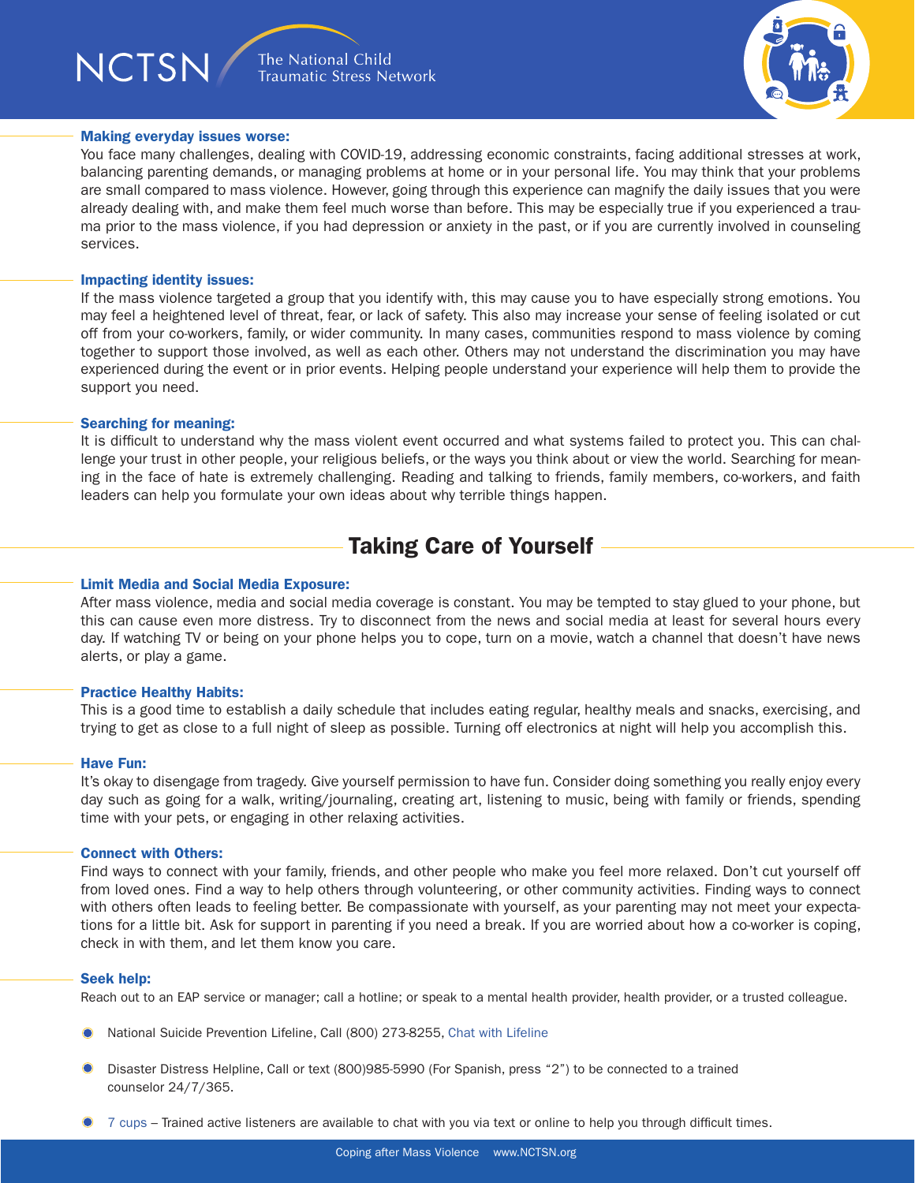### Making everyday issues worse:

You face many challenges, dealing with COVID-19, addressing economic constraints, facing additional stresses at work, balancing parenting demands, or managing problems at home or in your personal life. You may think that your problems are small compared to mass violence. However, going through this experience can magnify the daily issues that you were already dealing with, and make them feel much worse than before. This may be especially true if you experienced a trauma prior to the mass violence, if you had depression or anxiety in the past, or if you are currently involved in counseling services.

### Impacting identity issues:

If the mass violence targeted a group that you identify with, this may cause you to have especially strong emotions. You may feel a heightened level of threat, fear, or lack of safety. This also may increase your sense of feeling isolated or cut off from your co-workers, family, or wider community. In many cases, communities respond to mass violence by coming together to support those involved, as well as each other. Others may not understand the discrimination you may have experienced during the event or in prior events. Helping people understand your experience will help them to provide the support you need.

### Searching for meaning:

It is difficult to understand why the mass violent event occurred and what systems failed to protect you. This can challenge your trust in other people, your religious beliefs, or the ways you think about or view the world. Searching for meaning in the face of hate is extremely challenging. Reading and talking to friends, family members, co-workers, and faith leaders can help you formulate your own ideas about why terrible things happen.

## Taking Care of Yourself

### Limit Media and Social Media Exposure:

After mass violence, media and social media coverage is constant. You may be tempted to stay glued to your phone, but this can cause even more distress. Try to disconnect from the news and social media at least for several hours every day. If watching TV or being on your phone helps you to cope, turn on a movie, watch a channel that doesn't have news alerts, or play a game.

### Practice Healthy Habits:

This is a good time to establish a daily schedule that includes eating regular, healthy meals and snacks, exercising, and trying to get as close to a full night of sleep as possible. Turning off electronics at night will help you accomplish this.

### Have Fun:

It's okay to disengage from tragedy. Give yourself permission to have fun. Consider doing something you really enjoy every day such as going for a walk, writing/journaling, creating art, listening to music, being with family or friends, spending time with your pets, or engaging in other relaxing activities.

### Connect with Others:

Find ways to connect with your family, friends, and other people who make you feel more relaxed. Don't cut yourself off from loved ones. Find a way to help others through volunteering, or other community activities. Finding ways to connect with others often leads to feeling better. Be compassionate with yourself, as your parenting may not meet your expectations for a little bit. Ask for support in parenting if you need a break. If you are worried about how a co-worker is coping, check in with them, and let them know you care.

### Seek help:

Reach out to an EAP service or manager; call a hotline; or speak to a mental health provider, health provider, or a trusted colleague.

- National Suicide Prevention Lifeline, Call (800) 273-8255, Chat with Lifeline
- Disaster Distress Helpline, Call or text (800)985-5990 (For Spanish, press "2") to be connected to a trained counselor 24/7/365.
- 7 cups – Trained active listeners are available to chat with you via text or online to help you through difficult times.